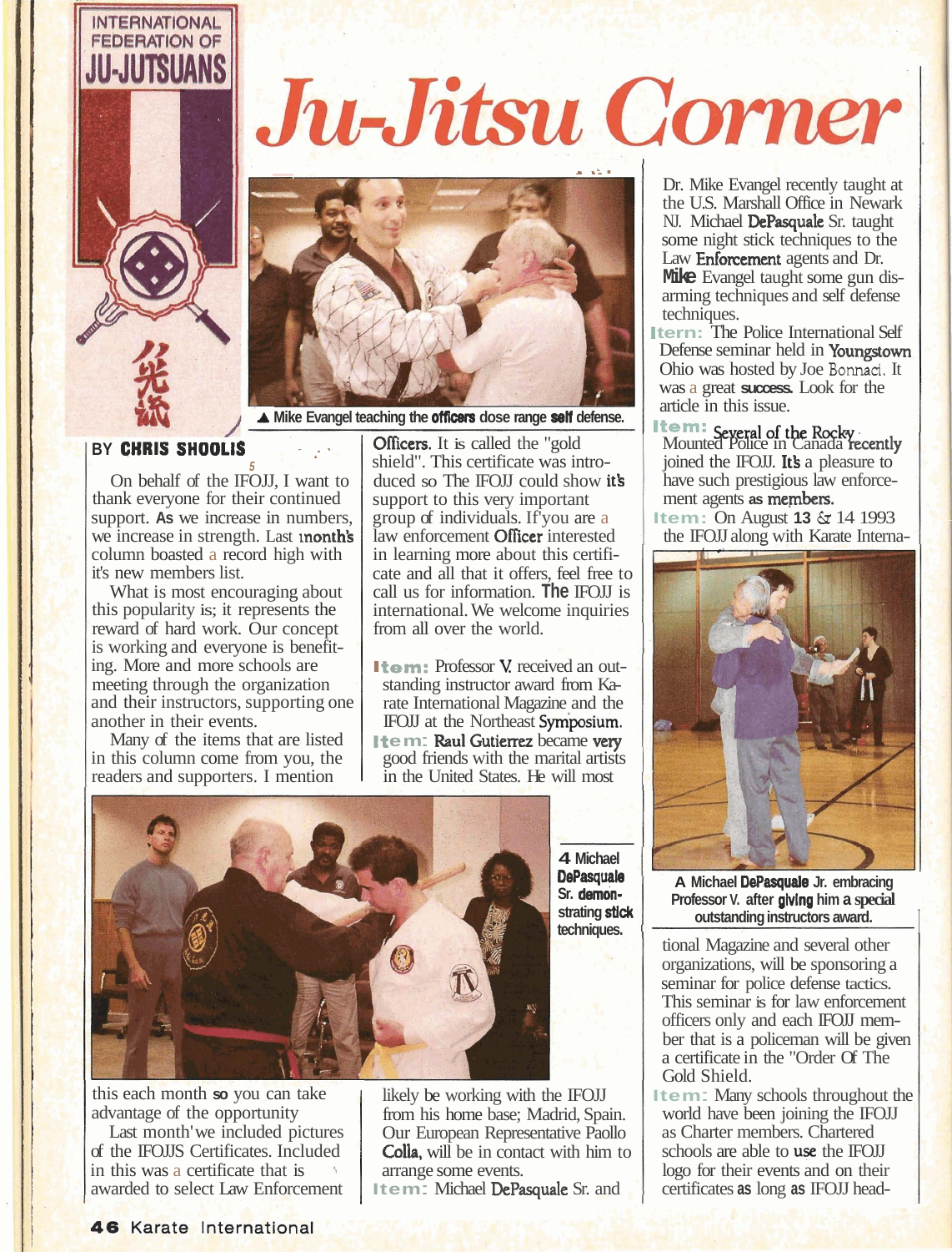# Ju-Jitsu Corner

INTERNATIONAL FEDERATION OF JU-JUTSUANS

▲ Mike Evangel teaching the officers dose range self defense.

BY **CHRIS SHOOLIS**

On behalf of the IFOJJ, I want to thank everyone for their continued support. As we increase in numbers, we increase in strength. Last month's column boasted a record high with it's new members list.

What is most encouraging about this popularity is; it represents the reward of hard work. Our concept is working and everyone is benefiting. More and more schools are meeting through the organization and their instructors, supporting one another in their events.

Many of the items that are listed in this column come from you, the readers and supporters. I mention this each month so you can take advantage of the opportunity

Last month' we included pictures of the IFOJJS Certificates. Included in this was a certificate that is awarded to select Law Enforcement Officers. It is called the "gold shield". This certificate was introduced so The IFOJJ could show it's support to this very important group of individuals. If you are a law enforcement Officer interested in learning more about this certificate and all that it offers, feel free to call us for information. The IFOJJ is international. We welcome inquiries from all over the world.

**Item:** Professor V. received an outstanding instructor award from Karate International Magazine and the IFOJJ at the Northeast Symposium.

**Item:** Raul Gutierrez became very good friends with the marital artists in the United States. He will most likely be working with the IFOJJ from his home base; Madrid, Spain. Our European Representative Paollo Colla, will be in contact with him to arrange some events.

**Item:** Michael DePasquale Sr. and Dr. Mike Evangel recently taught at the U.S. Marshall Office in Newark NJ. Michael DePasquale Sr. taught some night stick techniques to the Law Enforcement agents and Dr. Mike Evangel taught some gun disarming techniques and self defense techniques.

**Item:** The Police International Self Defense seminar held in Youngstown Ohio was hosted by Joe Bonnaci. It was a great success. Look for the article in this issue.

**Item:** Several of the Rocky Mounted Police in Canada recently joined the IFOJJ. It's a pleasure to have such prestigious law enforcement agents as members.

**Item:** On August 13 & 14 1993 the IFOJJ along with Karate International Magazine and several other organizations, will be sponsoring a seminar for police defense tactics. This seminar is for law enforcement officers only and each IFOJJ member that is a policeman will be given a certificate in the "Order Of The Gold Shield.

**Item:** Many schools throughout the world have been joining the IFOJJ as Charter members. Chartered schools are able to use the IFOJJ logo for their events and on their certificates as long as IFOJJ head-

◄ Michael DePasquale Sr. demonstrating stick techniques.

▲ Michael DePasquale Jr. embracing Professor V. after giving him a special outstanding instructors award.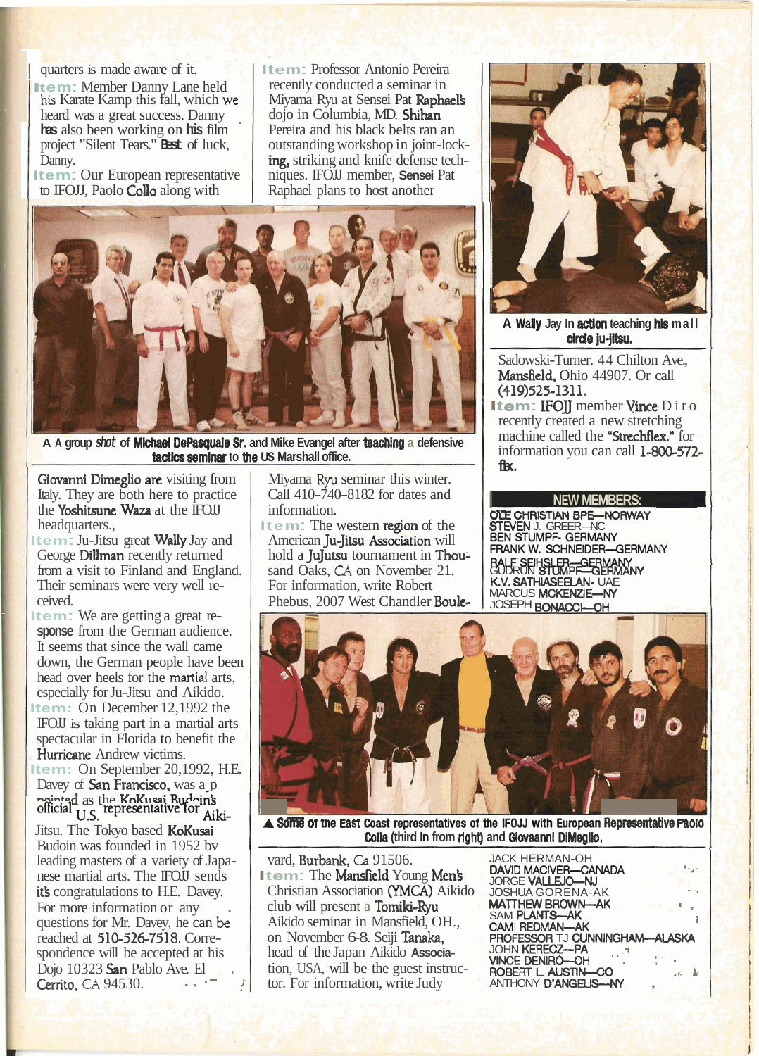quarters is made aware of it.

**Item:** Member Danny Lane held his Karate Kamp this fall, which we heard was a great success. Danny has also been working on his film project "Silent Tears." Best of luck, Danny.

**Item:** Our European representative to IFOJJ, Paolo Collo along with Giovanni Dimeglio are visiting from Italy. They are both here to practice the Yoshitsune Waza at the IFOJJ headquarters.,

**Item:** Ju-Jitsu great Wally Jay and George Dillman recently returned from a visit to Finland and England. Their seminars were very well received.

**Item:** We are getting a great response from the German audience. It seems that since the wall came down, the German people have been head over heels for the martial arts, especially for Ju-Jitsu and Aikido.

**Item:** On December 12,1992 the IFOJJ is taking part in a martial arts spectacular in Florida to benefit the Hurricane Andrew victims.

**Item:** On September 20,1992, H.E. Davey of San Francisco, was appointed as the KoKusai Budoin's official U.S. representative for Aiki-Jitsu. The Tokyo based KoKusai Budoin was founded in 1952 bv leading masters of a variety of Japanese martial arts. The IFOJJ sends it's congratulations to H.E. Davey. For more information or any questions for Mr. Davey, he can be reached at 510-526-7518. Correspondence will be accepted at his Dojo 10323 San Pablo Ave. El Cerrito, CA 94530.

**Item:** Professor Antonio Pereira recently conducted a seminar in Miyama Ryu at Sensei Pat Raphael's dojo in Columbia, MD. Shihan Pereira and his black belts ran an outstanding workshop in joint-locking, striking and knife defense techniques. IFOJJ member, Sensei Pat Raphael plans to host another Miyama Ryu seminar this winter. Call 410-740-8182 for dates and information.

A group shot of Michael DePasquale Sr. and Mike Evangel after teaching a defensive tactics seminar to the US Marshall office.

**Item:** The western region of the American Ju-Jitsu Association will hold a JuJutsu tournament in Thousand Oaks, CA on November 21. For information, write Robert Phebus, 2007 West Chandler Boulevard, Burbank, Ca 91506.

**Item:** The Mansfield Young Men's Christian Association (YMCA) Aikido club will present a Tomiki-Ryu Aikido seminar in Mansfield, OH., on November 6-8. Seiji Tanaka, head of the Japan Aikido Association, USA, will be the guest instructor. For information, write Judy Sadowski-Turner. 44 Chilton Ave., Mansfield, Ohio 44907. Or call (419)525-1311.

A Wally Jay in action teaching his small circle ju-jitsu.

**Item:** IFOJJ member Vince Diro recently created a new stretching machine called the "Strechflex." for information you can call 1-800-572-flex.

## NEW MEMBERS:

OLE CHRISTIAN BPE—NORWAY
STEVEN J. GREER—NC
BEN STUMPF- GERMANY
FRANK W. SCHNEIDER—GERMANY
RALF SEIHSLER—GERMANY
GUDRUN STUMPF—GERMANY
K.V. SATHIASEELAN- UAE
MARCUS MCKENZIE—NY
JOSEPH BONACCI—OH
JACK HERMAN-OH
DAVID MACIVER—CANADA
JORGE VALLEJO—NJ
JOSHUA GORENA-AK
MATTHEW BROWN—AK
SAM PLANTS—AK
CAMI REDMAN—AK
PROFESSOR TJ CUNNINGHAM—ALASKA
JOHN KERECZ—PA
VINCE DENIRO—OH
ROBERT L. AUSTIN—CO
ANTHONY D'ANGELIS—NY

▲ Some of the East Coast representatives of the IFOJJ with European Representative Paolo Colla (third in from right) and Giovaanni DiMeglio.